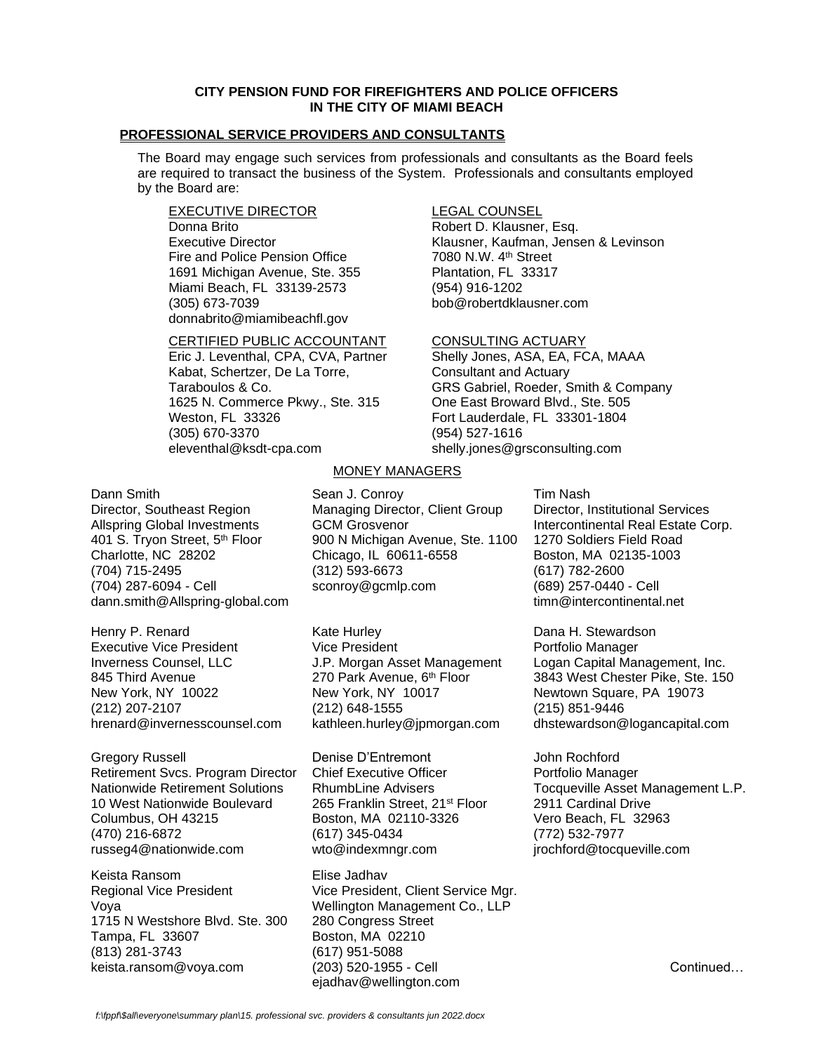**CITY PENSION FUND FOR FIREFIGHTERS AND POLICE OFFICERS IN THE CITY OF MIAMI BEACH**

**PROFESSIONAL SERVICE PROVIDERS AND CONSULTANTS**

The Board may engage such services from professionals and consultants as the Board feels are required to transact the business of the System. Professionals and consultants employed by the Board are:

EXECUTIVE DIRECTOR
Donna Brito
Executive Director
Fire and Police Pension Office
1691 Michigan Avenue, Ste. 355
Miami Beach, FL 33139-2573
(305) 673-7039
donnabrito@miamibeachfl.gov

LEGAL COUNSEL
Robert D. Klausner, Esq.
Klausner, Kaufman, Jensen & Levinson
7080 N.W. 4th Street
Plantation, FL 33317
(954) 916-1202
bob@robertdklausner.com

CERTIFIED PUBLIC ACCOUNTANT
Eric J. Leventhal, CPA, CVA, Partner
Kabat, Schertzer, De La Torre, Taraboulos & Co.
1625 N. Commerce Pkwy., Ste. 315
Weston, FL 33326
(305) 670-3370
eleventhal@ksdt-cpa.com

CONSULTING ACTUARY
Shelly Jones, ASA, EA, FCA, MAAA
Consultant and Actuary
GRS Gabriel, Roeder, Smith & Company
One East Broward Blvd., Ste. 505
Fort Lauderdale, FL 33301-1804
(954) 527-1616
shelly.jones@grsconsulting.com

MONEY MANAGERS

Dann Smith
Director, Southeast Region
Allspring Global Investments
401 S. Tryon Street, 5th Floor
Charlotte, NC 28202
(704) 715-2495
(704) 287-6094 - Cell
dann.smith@Allspring-global.com

Sean J. Conroy
Managing Director, Client Group
GCM Grosvenor
900 N Michigan Avenue, Ste. 1100
Chicago, IL 60611-6558
(312) 593-6673
sconroy@gcmlp.com

Tim Nash
Director, Institutional Services
Intercontinental Real Estate Corp.
1270 Soldiers Field Road
Boston, MA 02135-1003
(617) 782-2600
(689) 257-0440 - Cell
timn@intercontinental.net

Henry P. Renard
Executive Vice President
Inverness Counsel, LLC
845 Third Avenue
New York, NY 10022
(212) 207-2107
hrenard@invernesscounsel.com

Kate Hurley
Vice President
J.P. Morgan Asset Management
270 Park Avenue, 6th Floor
New York, NY 10017
(212) 648-1555
kathleen.hurley@jpmorgan.com

Dana H. Stewardson
Portfolio Manager
Logan Capital Management, Inc.
3843 West Chester Pike, Ste. 150
Newtown Square, PA 19073
(215) 851-9446
dhstewardson@logancapital.com

Gregory Russell
Retirement Svcs. Program Director
Nationwide Retirement Solutions
10 West Nationwide Boulevard
Columbus, OH 43215
(470) 216-6872
russeg4@nationwide.com

Denise D'Entremont
Chief Executive Officer
RhumbLine Advisers
265 Franklin Street, 21st Floor
Boston, MA 02110-3326
(617) 345-0434
wto@indexmngr.com

John Rochford
Portfolio Manager
Tocqueville Asset Management L.P.
2911 Cardinal Drive
Vero Beach, FL 32963
(772) 532-7977
jrochford@tocqueville.com

Keista Ransom
Regional Vice President
Voya
1715 N Westshore Blvd. Ste. 300
Tampa, FL 33607
(813) 281-3743
keista.ransom@voya.com

Elise Jadhav
Vice President, Client Service Mgr.
Wellington Management Co., LLP
280 Congress Street
Boston, MA 02210
(617) 951-5088
(203) 520-1955 - Cell
ejadhav@wellington.com

Continued…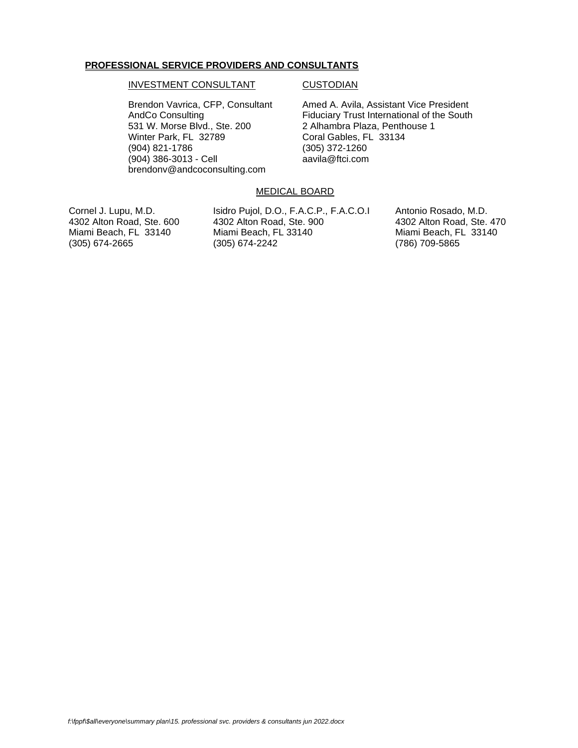## PROFESSIONAL SERVICE PROVIDERS AND CONSULTANTS

### INVESTMENT CONSULTANT

Brendon Vavrica, CFP, Consultant
AndCo Consulting
531 W. Morse Blvd., Ste. 200
Winter Park, FL 32789
(904) 821-1786
(904) 386-3013 - Cell
brendonv@andcoconsulting.com

### CUSTODIAN

Amed A. Avila, Assistant Vice President
Fiduciary Trust International of the South
2 Alhambra Plaza, Penthouse 1
Coral Gables, FL 33134
(305) 372-1260
aavila@ftci.com

### MEDICAL BOARD

Cornel J. Lupu, M.D.
4302 Alton Road, Ste. 600
Miami Beach, FL 33140
(305) 674-2665

Isidro Pujol, D.O., F.A.C.P., F.A.C.O.I
4302 Alton Road, Ste. 900
Miami Beach, FL 33140
(305) 674-2242

Antonio Rosado, M.D.
4302 Alton Road, Ste. 470
Miami Beach, FL 33140
(786) 709-5865

*f:\fppf\$all\everyone\summary plan\15. professional svc. providers & consultants jun 2022.docx*